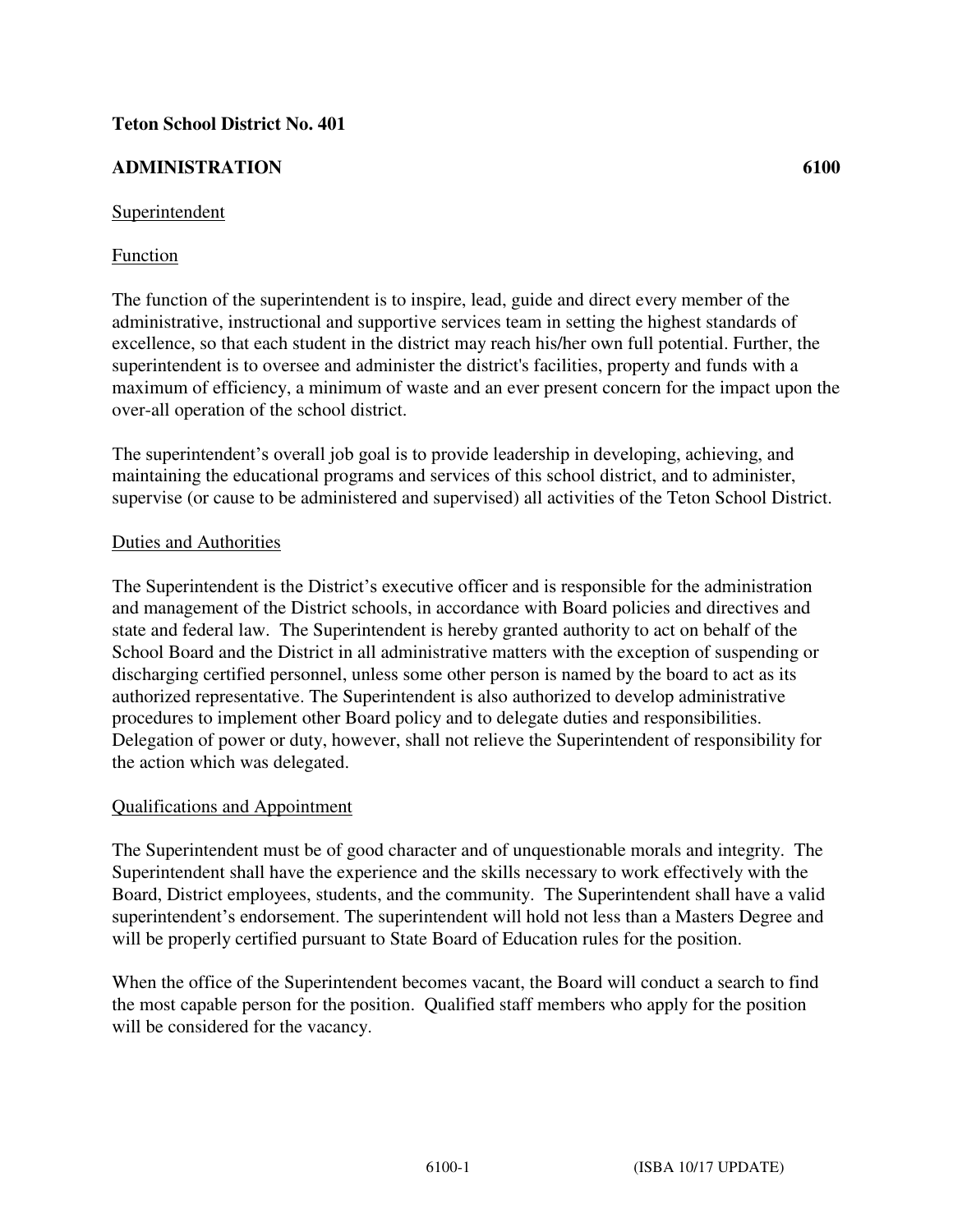**Teton School District No. 401**

**ADMINISTRATION 6100**

Superintendent

Function

The function of the superintendent is to inspire, lead, guide and direct every member of the administrative, instructional and supportive services team in setting the highest standards of excellence, so that each student in the district may reach his/her own full potential. Further, the superintendent is to oversee and administer the district's facilities, property and funds with a maximum of efficiency, a minimum of waste and an ever present concern for the impact upon the over-all operation of the school district.

The superintendent's overall job goal is to provide leadership in developing, achieving, and maintaining the educational programs and services of this school district, and to administer, supervise (or cause to be administered and supervised) all activities of the Teton School District.

Duties and Authorities

The Superintendent is the District's executive officer and is responsible for the administration and management of the District schools, in accordance with Board policies and directives and state and federal law. The Superintendent is hereby granted authority to act on behalf of the School Board and the District in all administrative matters with the exception of suspending or discharging certified personnel, unless some other person is named by the board to act as its authorized representative. The Superintendent is also authorized to develop administrative procedures to implement other Board policy and to delegate duties and responsibilities. Delegation of power or duty, however, shall not relieve the Superintendent of responsibility for the action which was delegated.

Qualifications and Appointment

The Superintendent must be of good character and of unquestionable morals and integrity. The Superintendent shall have the experience and the skills necessary to work effectively with the Board, District employees, students, and the community. The Superintendent shall have a valid superintendent's endorsement. The superintendent will hold not less than a Masters Degree and will be properly certified pursuant to State Board of Education rules for the position.

When the office of the Superintendent becomes vacant, the Board will conduct a search to find the most capable person for the position. Qualified staff members who apply for the position will be considered for the vacancy.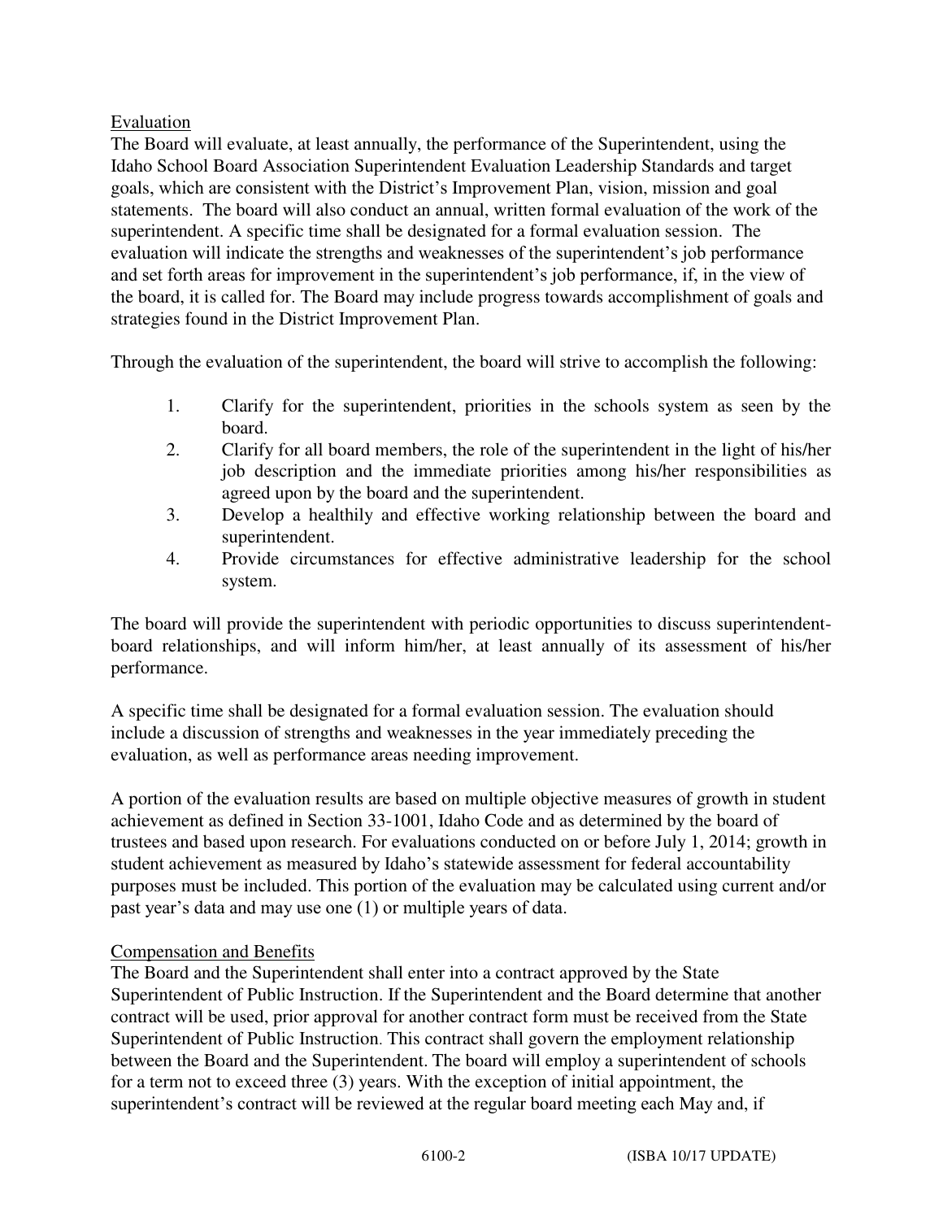## Evaluation

The Board will evaluate, at least annually, the performance of the Superintendent, using the Idaho School Board Association Superintendent Evaluation Leadership Standards and target goals, which are consistent with the District's Improvement Plan, vision, mission and goal statements. The board will also conduct an annual, written formal evaluation of the work of the superintendent. A specific time shall be designated for a formal evaluation session. The evaluation will indicate the strengths and weaknesses of the superintendent's job performance and set forth areas for improvement in the superintendent's job performance, if, in the view of the board, it is called for. The Board may include progress towards accomplishment of goals and strategies found in the District Improvement Plan.

Through the evaluation of the superintendent, the board will strive to accomplish the following:

1. Clarify for the superintendent, priorities in the schools system as seen by the board.
2. Clarify for all board members, the role of the superintendent in the light of his/her job description and the immediate priorities among his/her responsibilities as agreed upon by the board and the superintendent.
3. Develop a healthily and effective working relationship between the board and superintendent.
4. Provide circumstances for effective administrative leadership for the school system.

The board will provide the superintendent with periodic opportunities to discuss superintendent-board relationships, and will inform him/her, at least annually of its assessment of his/her performance.

A specific time shall be designated for a formal evaluation session. The evaluation should include a discussion of strengths and weaknesses in the year immediately preceding the evaluation, as well as performance areas needing improvement.

A portion of the evaluation results are based on multiple objective measures of growth in student achievement as defined in Section 33-1001, Idaho Code and as determined by the board of trustees and based upon research. For evaluations conducted on or before July 1, 2014; growth in student achievement as measured by Idaho's statewide assessment for federal accountability purposes must be included. This portion of the evaluation may be calculated using current and/or past year's data and may use one (1) or multiple years of data.

## Compensation and Benefits

The Board and the Superintendent shall enter into a contract approved by the State Superintendent of Public Instruction. If the Superintendent and the Board determine that another contract will be used, prior approval for another contract form must be received from the State Superintendent of Public Instruction. This contract shall govern the employment relationship between the Board and the Superintendent. The board will employ a superintendent of schools for a term not to exceed three (3) years. With the exception of initial appointment, the superintendent's contract will be reviewed at the regular board meeting each May and, if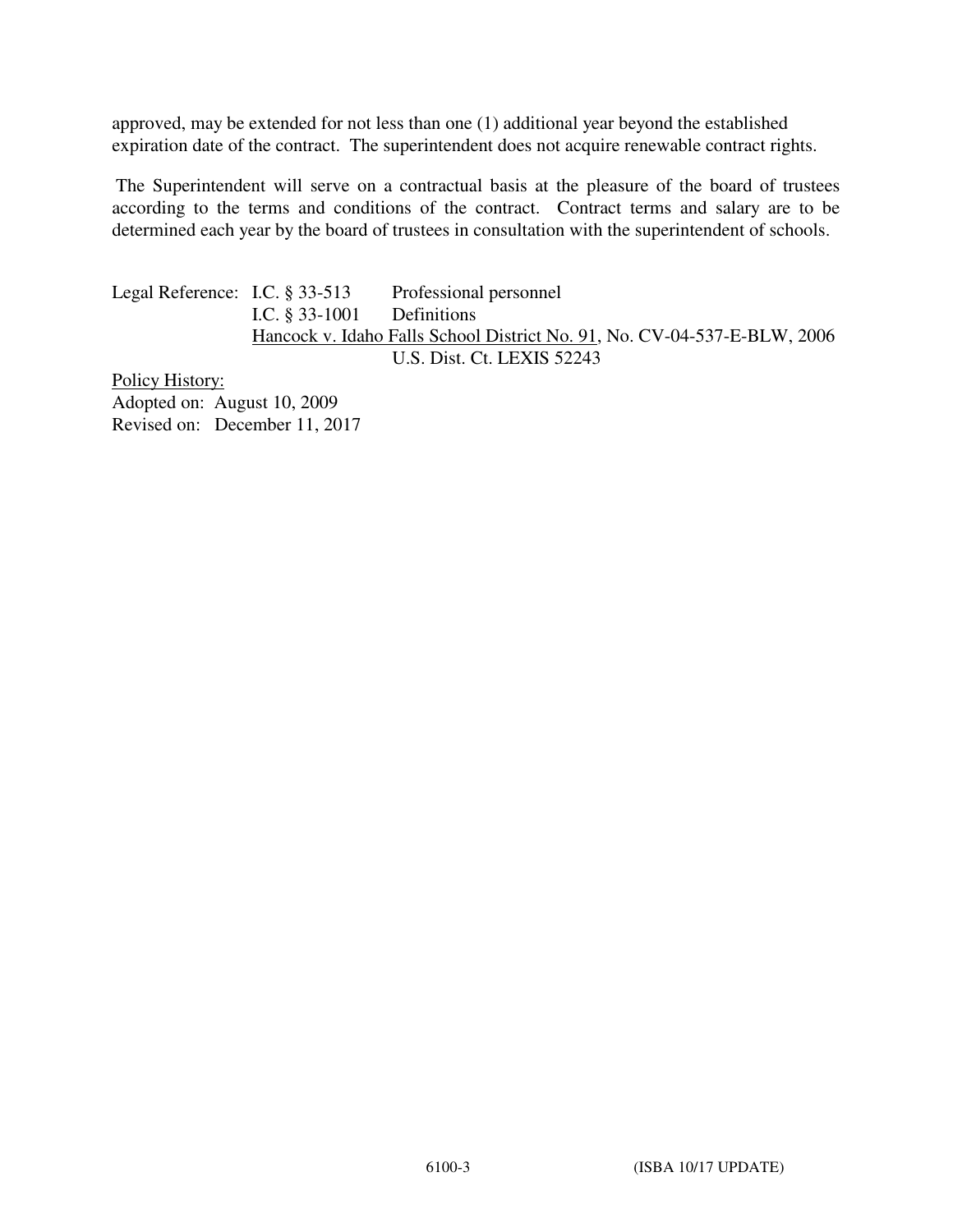approved, may be extended for not less than one (1) additional year beyond the established expiration date of the contract. The superintendent does not acquire renewable contract rights.

The Superintendent will serve on a contractual basis at the pleasure of the board of trustees according to the terms and conditions of the contract. Contract terms and salary are to be determined each year by the board of trustees in consultation with the superintendent of schools.

| | | |
|---|---|---|
| Legal Reference: | I.C. § 33-513 | Professional personnel |
| | I.C. § 33-1001 | Definitions |
| | Hancock v. Idaho Falls School District No. 91, No. CV-04-537-E-BLW, 2006 U.S. Dist. Ct. LEXIS 52243 | |

Policy History:
Adopted on: August 10, 2009
Revised on: December 11, 2017